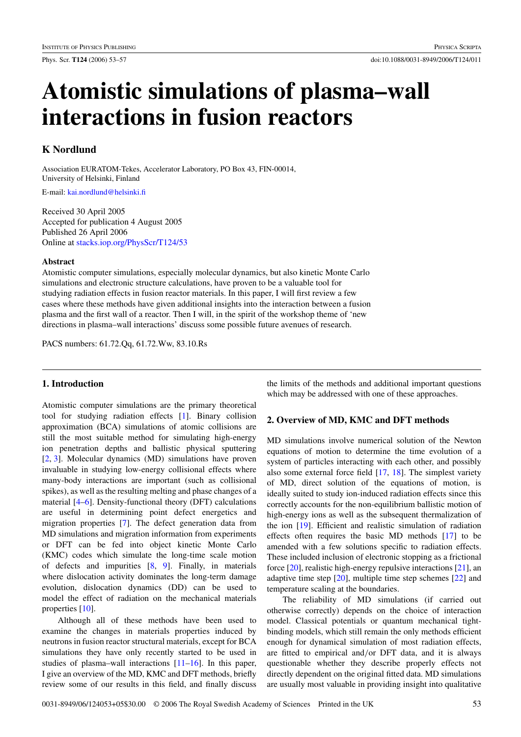# Atomistic simulations of plasma–wall interactions in fusion reactors

**K Nordlund**

Association EURATOM-Tekes, Accelerator Laboratory, PO Box 43, FIN-00014, University of Helsinki, Finland

E-mail: kai.nordlund@helsinki.fi

Received 30 April 2005
Accepted for publication 4 August 2005
Published 26 April 2006
Online at stacks.iop.org/PhysScr/T124/53

### Abstract

Atomistic computer simulations, especially molecular dynamics, but also kinetic Monte Carlo simulations and electronic structure calculations, have proven to be a valuable tool for studying radiation effects in fusion reactor materials. In this paper, I will first review a few cases where these methods have given additional insights into the interaction between a fusion plasma and the first wall of a reactor. Then I will, in the spirit of the workshop theme of 'new directions in plasma–wall interactions' discuss some possible future avenues of research.

PACS numbers: 61.72.Qq, 61.72.Ww, 83.10.Rs

## 1. Introduction

Atomistic computer simulations are the primary theoretical tool for studying radiation effects [1]. Binary collision approximation (BCA) simulations of atomic collisions are still the most suitable method for simulating high-energy ion penetration depths and ballistic physical sputtering [2, 3]. Molecular dynamics (MD) simulations have proven invaluable in studying low-energy collisional effects where many-body interactions are important (such as collisional spikes), as well as the resulting melting and phase changes of a material [4–6]. Density-functional theory (DFT) calculations are useful in determining point defect energetics and migration properties [7]. The defect generation data from MD simulations and migration information from experiments or DFT can be fed into object kinetic Monte Carlo (KMC) codes which simulate the long-time scale motion of defects and impurities [8, 9]. Finally, in materials where dislocation activity dominates the long-term damage evolution, dislocation dynamics (DD) can be used to model the effect of radiation on the mechanical materials properties [10].

Although all of these methods have been used to examine the changes in materials properties induced by neutrons in fusion reactor structural materials, except for BCA simulations they have only recently started to be used in studies of plasma–wall interactions [11–16]. In this paper, I give an overview of the MD, KMC and DFT methods, briefly review some of our results in this field, and finally discuss the limits of the methods and additional important questions which may be addressed with one of these approaches.

## 2. Overview of MD, KMC and DFT methods

MD simulations involve numerical solution of the Newton equations of motion to determine the time evolution of a system of particles interacting with each other, and possibly also some external force field [17, 18]. The simplest variety of MD, direct solution of the equations of motion, is ideally suited to study ion-induced radiation effects since this correctly accounts for the non-equilibrium ballistic motion of high-energy ions as well as the subsequent thermalization of the ion [19]. Efficient and realistic simulation of radiation effects often requires the basic MD methods [17] to be amended with a few solutions specific to radiation effects. These included inclusion of electronic stopping as a frictional force [20], realistic high-energy repulsive interactions [21], an adaptive time step [20], multiple time step schemes [22] and temperature scaling at the boundaries.

The reliability of MD simulations (if carried out otherwise correctly) depends on the choice of interaction model. Classical potentials or quantum mechanical tight-binding models, which still remain the only methods efficient enough for dynamical simulation of most radiation effects, are fitted to empirical and/or DFT data, and it is always questionable whether they describe properly effects not directly dependent on the original fitted data. MD simulations are usually most valuable in providing insight into qualitative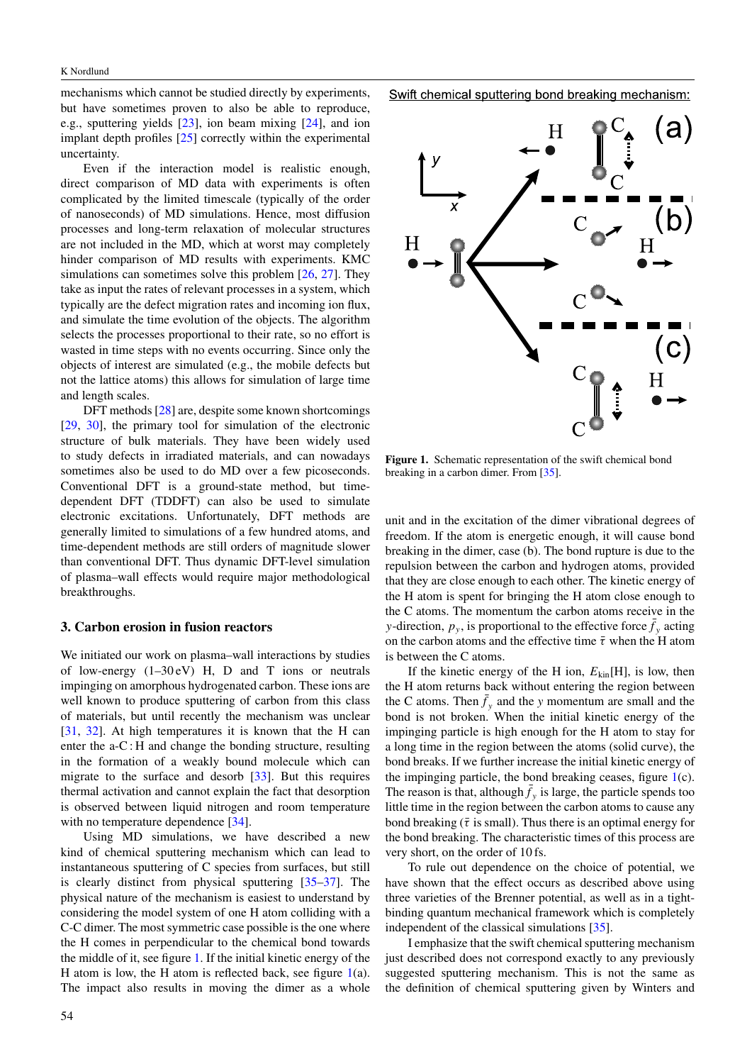mechanisms which cannot be studied directly by experiments, but have sometimes proven to also be able to reproduce, e.g., sputtering yields [23], ion beam mixing [24], and ion implant depth profiles [25] correctly within the experimental uncertainty.

Even if the interaction model is realistic enough, direct comparison of MD data with experiments is often complicated by the limited timescale (typically of the order of nanoseconds) of MD simulations. Hence, most diffusion processes and long-term relaxation of molecular structures are not included in the MD, which at worst may completely hinder comparison of MD results with experiments. KMC simulations can sometimes solve this problem [26, 27]. They take as input the rates of relevant processes in a system, which typically are the defect migration rates and incoming ion flux, and simulate the time evolution of the objects. The algorithm selects the processes proportional to their rate, so no effort is wasted in time steps with no events occurring. Since only the objects of interest are simulated (e.g., the mobile defects but not the lattice atoms) this allows for simulation of large time and length scales.

DFT methods [28] are, despite some known shortcomings [29, 30], the primary tool for simulation of the electronic structure of bulk materials. They have been widely used to study defects in irradiated materials, and can nowadays sometimes also be used to do MD over a few picoseconds. Conventional DFT is a ground-state method, but time-dependent DFT (TDDFT) can also be used to simulate electronic excitations. Unfortunately, DFT methods are generally limited to simulations of a few hundred atoms, and time-dependent methods are still orders of magnitude slower than conventional DFT. Thus dynamic DFT-level simulation of plasma–wall effects would require major methodological breakthroughs.

## 3. Carbon erosion in fusion reactors

We initiated our work on plasma–wall interactions by studies of low-energy (1–30 eV) H, D and T ions or neutrals impinging on amorphous hydrogenated carbon. These ions are well known to produce sputtering of carbon from this class of materials, but until recently the mechanism was unclear [31, 32]. At high temperatures it is known that the H can enter the a-C : H and change the bonding structure, resulting in the formation of a weakly bound molecule which can migrate to the surface and desorb [33]. But this requires thermal activation and cannot explain the fact that desorption is observed between liquid nitrogen and room temperature with no temperature dependence [34].

Using MD simulations, we have described a new kind of chemical sputtering mechanism which can lead to instantaneous sputtering of C species from surfaces, but still is clearly distinct from physical sputtering [35–37]. The physical nature of the mechanism is easiest to understand by considering the model system of one H atom colliding with a C-C dimer. The most symmetric case possible is the one where the H comes in perpendicular to the chemical bond towards the middle of it, see figure 1. If the initial kinetic energy of the H atom is low, the H atom is reflected back, see figure 1(a). The impact also results in moving the dimer as a whole unit and in the excitation of the dimer vibrational degrees of freedom. If the atom is energetic enough, it will cause bond breaking in the dimer, case (b). The bond rupture is due to the repulsion between the carbon and hydrogen atoms, provided that they are close enough to each other. The kinetic energy of the H atom is spent for bringing the H atom close enough to the C atoms. The momentum the carbon atoms receive in the $y$-direction, $p_y$, is proportional to the effective force $\bar{f}_y$ acting on the carbon atoms and the effective time $\bar{\tau}$ when the H atom is between the C atoms.

Swift chemical sputtering bond breaking mechanism:

Figure 1. Schematic representation of the swift chemical bond breaking in a carbon dimer. From [35].

If the kinetic energy of the H ion, $E_{\mathrm{kin}}[\mathrm{H}]$, is low, then the H atom returns back without entering the region between the C atoms. Then $\bar{f}_y$ and the $y$ momentum are small and the bond is not broken. When the initial kinetic energy of the impinging particle is high enough for the H atom to stay for a long time in the region between the atoms (solid curve), the bond breaks. If we further increase the initial kinetic energy of the impinging particle, the bond breaking ceases, figure 1(c). The reason is that, although $\bar{f}_y$ is large, the particle spends too little time in the region between the carbon atoms to cause any bond breaking ($\bar{\tau}$ is small). Thus there is an optimal energy for the bond breaking. The characteristic times of this process are very short, on the order of 10 fs.

To rule out dependence on the choice of potential, we have shown that the effect occurs as described above using three varieties of the Brenner potential, as well as in a tight-binding quantum mechanical framework which is completely independent of the classical simulations [35].

I emphasize that the swift chemical sputtering mechanism just described does not correspond exactly to any previously suggested sputtering mechanism. This is not the same as the definition of chemical sputtering given by Winters and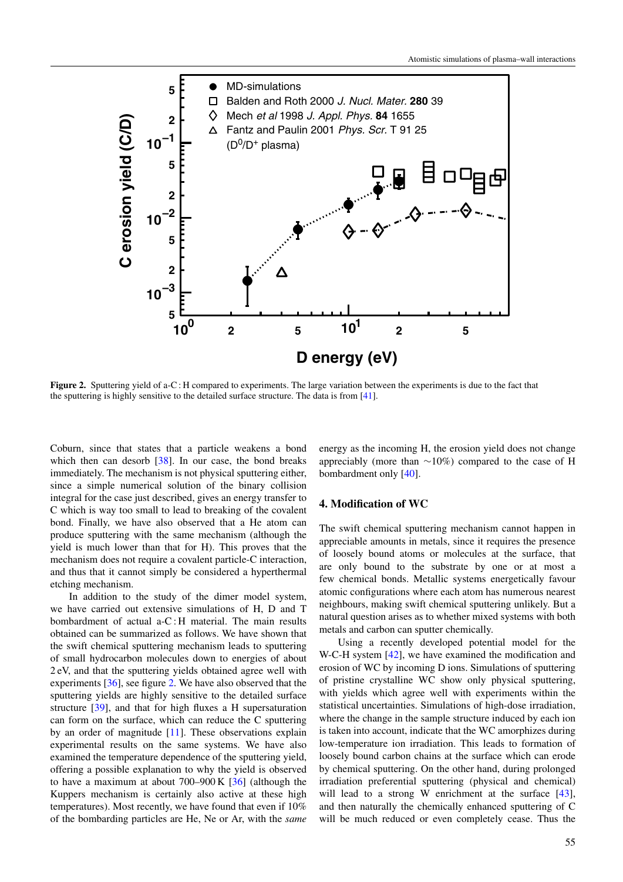**Figure 2.** Sputtering yield of a-C : H compared to experiments. The large variation between the experiments is due to the fact that the sputtering is highly sensitive to the detailed surface structure. The data is from [41].

Coburn, since that states that a particle weakens a bond which then can desorb [38]. In our case, the bond breaks immediately. The mechanism is not physical sputtering either, since a simple numerical solution of the binary collision integral for the case just described, gives an energy transfer to C which is way too small to lead to breaking of the covalent bond. Finally, we have also observed that a He atom can produce sputtering with the same mechanism (although the yield is much lower than that for H). This proves that the mechanism does not require a covalent particle-C interaction, and thus that it cannot simply be considered a hyperthermal etching mechanism.

In addition to the study of the dimer model system, we have carried out extensive simulations of H, D and T bombardment of actual a-C : H material. The main results obtained can be summarized as follows. We have shown that the swift chemical sputtering mechanism leads to sputtering of small hydrocarbon molecules down to energies of about 2 eV, and that the sputtering yields obtained agree well with experiments [36], see figure 2. We have also observed that the sputtering yields are highly sensitive to the detailed surface structure [39], and that for high fluxes a H supersaturation can form on the surface, which can reduce the C sputtering by an order of magnitude [11]. These observations explain experimental results on the same systems. We have also examined the temperature dependence of the sputtering yield, offering a possible explanation to why the yield is observed to have a maximum at about 700–900 K [36] (although the Kuppers mechanism is certainly also active at these high temperatures). Most recently, we have found that even if 10% of the bombarding particles are He, Ne or Ar, with the *same* energy as the incoming H, the erosion yield does not change appreciably (more than ∼10%) compared to the case of H bombardment only [40].

## 4. Modification of WC

The swift chemical sputtering mechanism cannot happen in appreciable amounts in metals, since it requires the presence of loosely bound atoms or molecules at the surface, that are only bound to the substrate by one or at most a few chemical bonds. Metallic systems energetically favour atomic configurations where each atom has numerous nearest neighbours, making swift chemical sputtering unlikely. But a natural question arises as to whether mixed systems with both metals and carbon can sputter chemically.

Using a recently developed potential model for the W-C-H system [42], we have examined the modification and erosion of WC by incoming D ions. Simulations of sputtering of pristine crystalline WC show only physical sputtering, with yields which agree well with experiments within the statistical uncertainties. Simulations of high-dose irradiation, where the change in the sample structure induced by each ion is taken into account, indicate that the WC amorphizes during low-temperature ion irradiation. This leads to formation of loosely bound carbon chains at the surface which can erode by chemical sputtering. On the other hand, during prolonged irradiation preferential sputtering (physical and chemical) will lead to a strong W enrichment at the surface [43], and then naturally the chemically enhanced sputtering of C will be much reduced or even completely cease. Thus the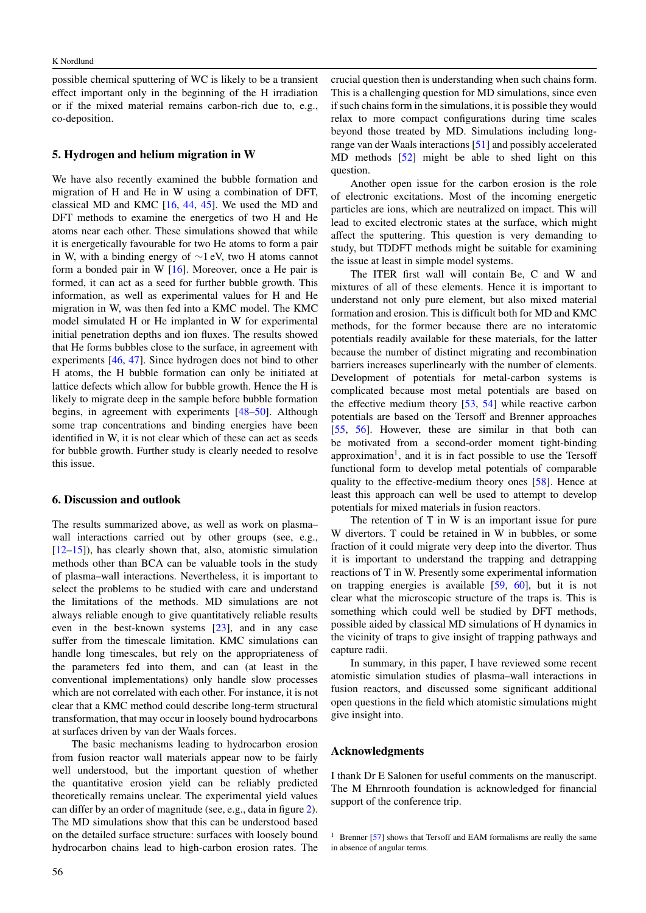possible chemical sputtering of WC is likely to be a transient effect important only in the beginning of the H irradiation or if the mixed material remains carbon-rich due to, e.g., co-deposition.

## 5. Hydrogen and helium migration in W

We have also recently examined the bubble formation and migration of H and He in W using a combination of DFT, classical MD and KMC [16, 44, 45]. We used the MD and DFT methods to examine the energetics of two H and He atoms near each other. These simulations showed that while it is energetically favourable for two He atoms to form a pair in W, with a binding energy of ~1 eV, two H atoms cannot form a bonded pair in W [16]. Moreover, once a He pair is formed, it can act as a seed for further bubble growth. This information, as well as experimental values for H and He migration in W, was then fed into a KMC model. The KMC model simulated H or He implanted in W for experimental initial penetration depths and ion fluxes. The results showed that He forms bubbles close to the surface, in agreement with experiments [46, 47]. Since hydrogen does not bind to other H atoms, the H bubble formation can only be initiated at lattice defects which allow for bubble growth. Hence the H is likely to migrate deep in the sample before bubble formation begins, in agreement with experiments [48–50]. Although some trap concentrations and binding energies have been identified in W, it is not clear which of these can act as seeds for bubble growth. Further study is clearly needed to resolve this issue.

## 6. Discussion and outlook

The results summarized above, as well as work on plasma–wall interactions carried out by other groups (see, e.g., [12–15]), has clearly shown that, also, atomistic simulation methods other than BCA can be valuable tools in the study of plasma–wall interactions. Nevertheless, it is important to select the problems to be studied with care and understand the limitations of the methods. MD simulations are not always reliable enough to give quantitatively reliable results even in the best-known systems [23], and in any case suffer from the timescale limitation. KMC simulations can handle long timescales, but rely on the appropriateness of the parameters fed into them, and can (at least in the conventional implementations) only handle slow processes which are not correlated with each other. For instance, it is not clear that a KMC method could describe long-term structural transformation, that may occur in loosely bound hydrocarbons at surfaces driven by van der Waals forces.

The basic mechanisms leading to hydrocarbon erosion from fusion reactor wall materials appear now to be fairly well understood, but the important question of whether the quantitative erosion yield can be reliably predicted theoretically remains unclear. The experimental yield values can differ by an order of magnitude (see, e.g., data in figure 2). The MD simulations show that this can be understood based on the detailed surface structure: surfaces with loosely bound hydrocarbon chains lead to high-carbon erosion rates. The crucial question then is understanding when such chains form. This is a challenging question for MD simulations, since even if such chains form in the simulations, it is possible they would relax to more compact configurations during time scales beyond those treated by MD. Simulations including long-range van der Waals interactions [51] and possibly accelerated MD methods [52] might be able to shed light on this question.

Another open issue for the carbon erosion is the role of electronic excitations. Most of the incoming energetic particles are ions, which are neutralized on impact. This will lead to excited electronic states at the surface, which might affect the sputtering. This question is very demanding to study, but TDDFT methods might be suitable for examining the issue at least in simple model systems.

The ITER first wall will contain Be, C and W and mixtures of all of these elements. Hence it is important to understand not only pure element, but also mixed material formation and erosion. This is difficult both for MD and KMC methods, for the former because there are no interatomic potentials readily available for these materials, for the latter because the number of distinct migrating and recombination barriers increases superlinearly with the number of elements. Development of potentials for metal-carbon systems is complicated because most metal potentials are based on the effective medium theory [53, 54] while reactive carbon potentials are based on the Tersoff and Brenner approaches [55, 56]. However, these are similar in that both can be motivated from a second-order moment tight-binding approximation[1], and it is in fact possible to use the Tersoff functional form to develop metal potentials of comparable quality to the effective-medium theory ones [58]. Hence at least this approach can well be used to attempt to develop potentials for mixed materials in fusion reactors.

The retention of T in W is an important issue for pure W divertors. T could be retained in W in bubbles, or some fraction of it could migrate very deep into the divertor. Thus it is important to understand the trapping and detrapping reactions of T in W. Presently some experimental information on trapping energies is available [59, 60], but it is not clear what the microscopic structure of the traps is. This is something which could well be studied by DFT methods, possible aided by classical MD simulations of H dynamics in the vicinity of traps to give insight of trapping pathways and capture radii.

In summary, in this paper, I have reviewed some recent atomistic simulation studies of plasma–wall interactions in fusion reactors, and discussed some significant additional open questions in the field which atomistic simulations might give insight into.

## Acknowledgments

I thank Dr E Salonen for useful comments on the manuscript. The M Ehrnrooth foundation is acknowledged for financial support of the conference trip.

[1] Brenner [57] shows that Tersoff and EAM formalisms are really the same in absence of angular terms.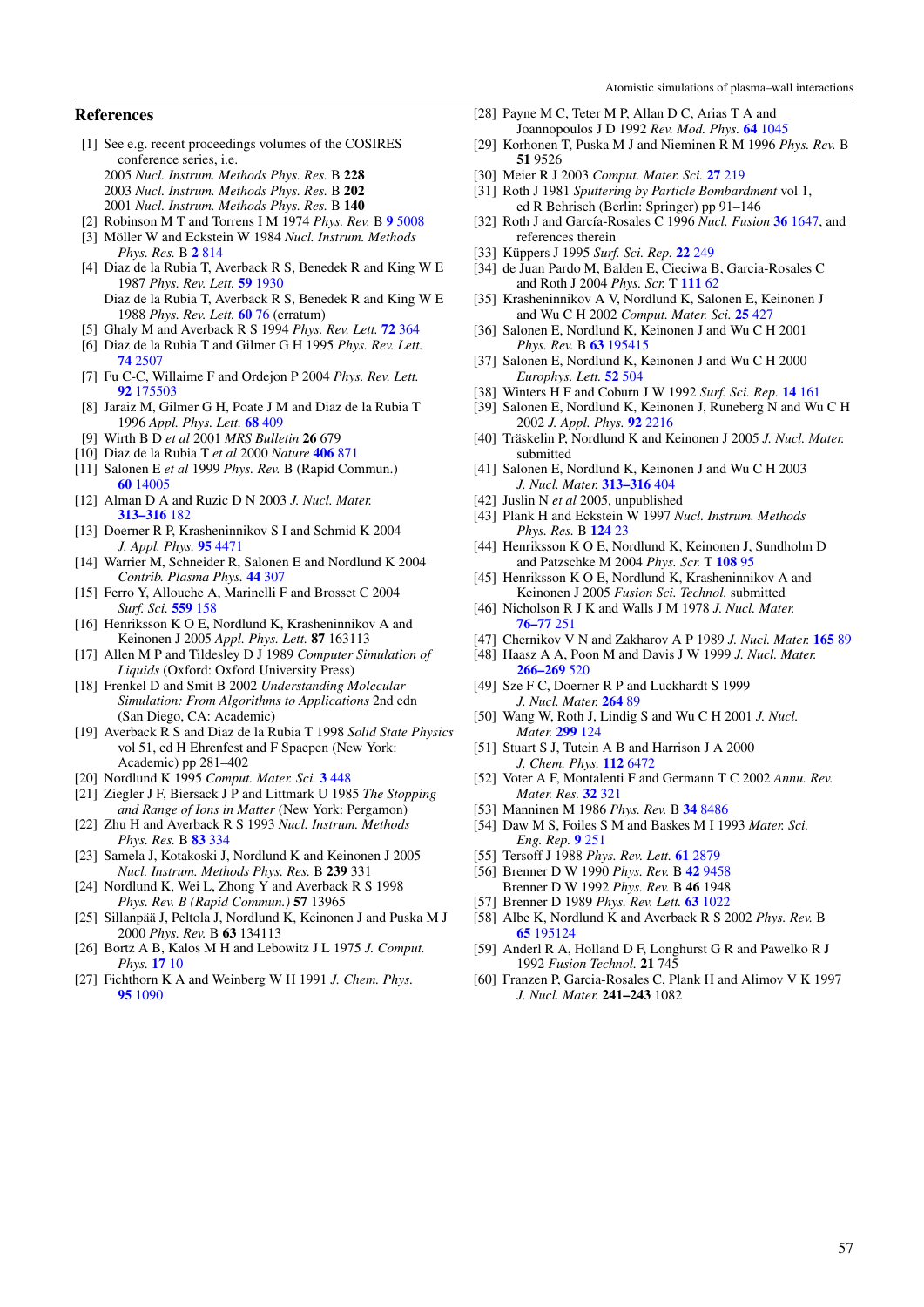## References

[1] See e.g. recent proceedings volumes of the COSIRES conference series, i.e.
2005 *Nucl. Instrum. Methods Phys. Res.* B **228**
2003 *Nucl. Instrum. Methods Phys. Res.* B **202**
2001 *Nucl. Instrum. Methods Phys. Res.* B **140**

[2] Robinson M T and Torrens I M 1974 *Phys. Rev.* B **9** 5008

[3] Möller W and Eckstein W 1984 *Nucl. Instrum. Methods Phys. Res.* B **2** 814

[4] Diaz de la Rubia T, Averback R S, Benedek R and King W E 1987 *Phys. Rev. Lett.* **59** 1930
Diaz de la Rubia T, Averback R S, Benedek R and King W E 1988 *Phys. Rev. Lett.* **60** 76 (erratum)

[5] Ghaly M and Averback R S 1994 *Phys. Rev. Lett.* **72** 364

[6] Diaz de la Rubia T and Gilmer G H 1995 *Phys. Rev. Lett.* **74** 2507

[7] Fu C-C, Willaime F and Ordejon P 2004 *Phys. Rev. Lett.* **92** 175503

[8] Jaraiz M, Gilmer G H, Poate J M and Diaz de la Rubia T 1996 *Appl. Phys. Lett.* **68** 409

[9] Wirth B D *et al* 2001 *MRS Bulletin* **26** 679

[10] Diaz de la Rubia T *et al* 2000 *Nature* **406** 871

[11] Salonen E *et al* 1999 *Phys. Rev.* B (Rapid Commun.) **60** 14005

[12] Alman D A and Ruzic D N 2003 *J. Nucl. Mater.* **313–316** 182

[13] Doerner R P, Krasheninnikov S I and Schmid K 2004 *J. Appl. Phys.* **95** 4471

[14] Warrier M, Schneider R, Salonen E and Nordlund K 2004 *Contrib. Plasma Phys.* **44** 307

[15] Ferro Y, Allouche A, Marinelli F and Brosset C 2004 *Surf. Sci.* **559** 158

[16] Henriksson K O E, Nordlund K, Krasheninnikov A and Keinonen J 2005 *Appl. Phys. Lett.* **87** 163113

[17] Allen M P and Tildesley D J 1989 *Computer Simulation of Liquids* (Oxford: Oxford University Press)

[18] Frenkel D and Smit B 2002 *Understanding Molecular Simulation: From Algorithms to Applications* 2nd edn (San Diego, CA: Academic)

[19] Averback R S and Diaz de la Rubia T 1998 *Solid State Physics* vol 51, ed H Ehrenfest and F Spaepen (New York: Academic) pp 281–402

[20] Nordlund K 1995 *Comput. Mater. Sci.* **3** 448

[21] Ziegler J F, Biersack J P and Littmark U 1985 *The Stopping and Range of Ions in Matter* (New York: Pergamon)

[22] Zhu H and Averback R S 1993 *Nucl. Instrum. Methods Phys. Res.* B **83** 334

[23] Samela J, Kotakoski J, Nordlund K and Keinonen J 2005 *Nucl. Instrum. Methods Phys. Res.* B **239** 331

[24] Nordlund K, Wei L, Zhong Y and Averback R S 1998 *Phys. Rev. B (Rapid Commun.)* **57** 13965

[25] Sillanpää J, Peltola J, Nordlund K, Keinonen J and Puska M J 2000 *Phys. Rev.* B **63** 134113

[26] Bortz A B, Kalos M H and Lebowitz J L 1975 *J. Comput. Phys.* **17** 10

[27] Fichthorn K A and Weinberg W H 1991 *J. Chem. Phys.* **95** 1090

[28] Payne M C, Teter M P, Allan D C, Arias T A and Joannopoulos J D 1992 *Rev. Mod. Phys.* **64** 1045

[29] Korhonen T, Puska M J and Nieminen R M 1996 *Phys. Rev.* B **51** 9526

[30] Meier R J 2003 *Comput. Mater. Sci.* **27** 219

[31] Roth J 1981 *Sputtering by Particle Bombardment* vol 1, ed R Behrisch (Berlin: Springer) pp 91–146

[32] Roth J and García-Rosales C 1996 *Nucl. Fusion* **36** 1647, and references therein

[33] Küppers J 1995 *Surf. Sci. Rep.* **22** 249

[34] de Juan Pardo M, Balden E, Cieciwa B, Garcia-Rosales C and Roth J 2004 *Phys. Scr.* T **111** 62

[35] Krasheninnikov A V, Nordlund K, Salonen E, Keinonen J and Wu C H 2002 *Comput. Mater. Sci.* **25** 427

[36] Salonen E, Nordlund K, Keinonen J and Wu C H 2001 *Phys. Rev.* B **63** 195415

[37] Salonen E, Nordlund K, Keinonen J and Wu C H 2000 *Europhys. Lett.* **52** 504

[38] Winters H F and Coburn J W 1992 *Surf. Sci. Rep.* **14** 161

[39] Salonen E, Nordlund K, Keinonen J, Runeberg N and Wu C H 2002 *J. Appl. Phys.* **92** 2216

[40] Träskelin P, Nordlund K and Keinonen J 2005 *J. Nucl. Mater.* submitted

[41] Salonen E, Nordlund K, Keinonen J and Wu C H 2003 *J. Nucl. Mater.* **313–316** 404

[42] Juslin N *et al* 2005, unpublished

[43] Plank H and Eckstein W 1997 *Nucl. Instrum. Methods Phys. Res.* B **124** 23

[44] Henriksson K O E, Nordlund K, Keinonen J, Sundholm D and Patzschke M 2004 *Phys. Scr.* T **108** 95

[45] Henriksson K O E, Nordlund K, Krasheninnikov A and Keinonen J 2005 *Fusion Sci. Technol.* submitted

[46] Nicholson R J K and Walls J M 1978 *J. Nucl. Mater.* **76–77** 251

[47] Chernikov V N and Zakharov A P 1989 *J. Nucl. Mater.* **165** 89

[48] Haasz A A, Poon M and Davis J W 1999 *J. Nucl. Mater.* **266–269** 520

[49] Sze F C, Doerner R P and Luckhardt S 1999 *J. Nucl. Mater.* **264** 89

[50] Wang W, Roth J, Lindig S and Wu C H 2001 *J. Nucl. Mater.* **299** 124

[51] Stuart S J, Tutein A B and Harrison J A 2000 *J. Chem. Phys.* **112** 6472

[52] Voter A F, Montalenti F and Germann T C 2002 *Annu. Rev. Mater. Res.* **32** 321

[53] Manninen M 1986 *Phys. Rev.* B **34** 8486

[54] Daw M S, Foiles S M and Baskes M I 1993 *Mater. Sci. Eng. Rep.* **9** 251

[55] Tersoff J 1988 *Phys. Rev. Lett.* **61** 2879

[56] Brenner D W 1990 *Phys. Rev.* B **42** 9458
Brenner D W 1992 *Phys. Rev.* B **46** 1948

[57] Brenner D 1989 *Phys. Rev. Lett.* **63** 1022

[58] Albe K, Nordlund K and Averback R S 2002 *Phys. Rev.* B **65** 195124

[59] Anderl R A, Holland D F, Longhurst G R and Pawelko R J 1992 *Fusion Technol.* **21** 745

[60] Franzen P, Garcia-Rosales C, Plank H and Alimov V K 1997 *J. Nucl. Mater.* **241–243** 1082